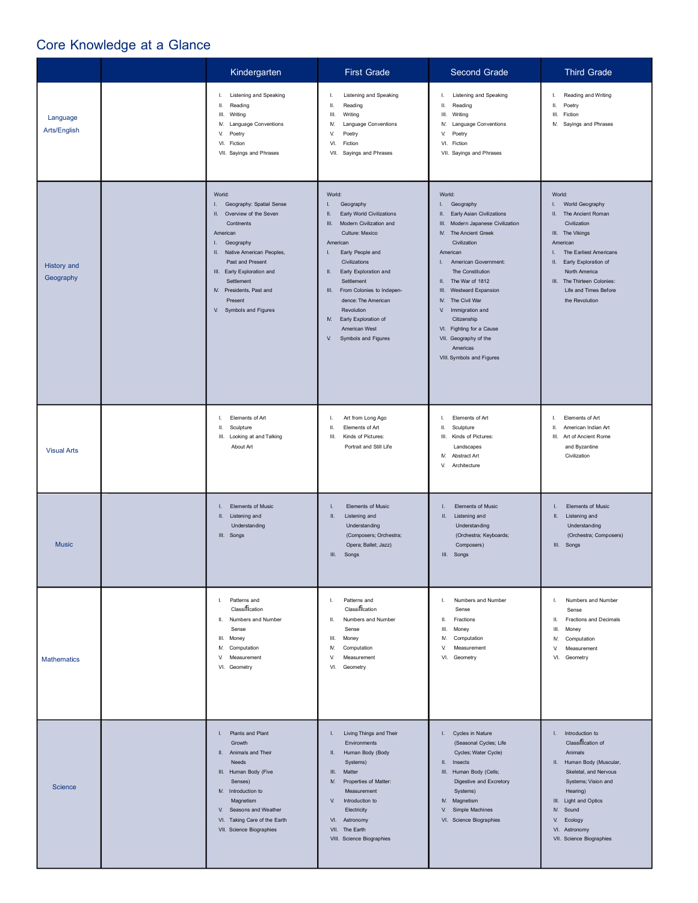# Core Knowledge at a Glance

| | | Kindergarten | First Grade | Second Grade | Third Grade |
|---|---|---|---|---|---|
| Language Arts/English | | I. Listening and Speaking<br>II. Reading<br>III. Writing<br>IV. Language Conventions<br>V. Poetry<br>VI. Fiction<br>VII. Sayings and Phrases | I. Listening and Speaking<br>II. Reading<br>III. Writing<br>IV. Language Conventions<br>V. Poetry<br>VI. Fiction<br>VII. Sayings and Phrases | I. Listening and Speaking<br>II. Reading<br>III. Writing<br>IV. Language Conventions<br>V. Poetry<br>VI. Fiction<br>VII. Sayings and Phrases | I. Reading and Writing<br>II. Poetry<br>III. Fiction<br>IV. Sayings and Phrases |
| History and Geography | | World:<br>I. Geography: Spatial Sense<br>II. Overview of the Seven Continents<br>American<br>I. Geography<br>II. Native American Peoples, Past and Present<br>III. Early Exploration and Settlement<br>IV. Presidents, Past and Present<br>V. Symbols and Figures | World:<br>I. Geography<br>II. Early World Civilizations<br>III. Modern Civilization and Culture: Mexico<br>American<br>I. Early People and Civilizations<br>II. Early Exploration and Settlement<br>III. From Colonies to Independence: The American Revolution<br>IV. Early Exploration of American West<br>V. Symbols and Figures | World:<br>I. Geography<br>II. Early Asian Civilizations<br>III. Modern Japanese Civilization<br>IV. The Ancient Greek Civilization<br>American<br>I. American Government: The Constitution<br>II. The War of 1812<br>III. Westward Expansion<br>IV. The Civil War<br>V. Immigration and Citizenship<br>VI. Fighting for a Cause<br>VII. Geography of the Americas<br>VIII. Symbols and Figures | World:<br>I. World Geography<br>II. The Ancient Roman Civilization<br>III. The Vikings<br>American<br>I. The Earliest Americans<br>II. Early Exploration of North America<br>III. The Thirteen Colonies: Life and Times Before the Revolution |
| Visual Arts | | I. Elements of Art<br>II. Sculpture<br>III. Looking at and Talking About Art | I. Art from Long Ago<br>II. Elements of Art<br>III. Kinds of Pictures: Portrait and Still Life | I. Elements of Art<br>II. Sculpture<br>III. Kinds of Pictures: Landscapes<br>IV. Abstract Art<br>V. Architecture | I. Elements of Art<br>II. American Indian Art<br>III. Art of Ancient Rome and Byzantine Civilization |
| Music | | I. Elements of Music<br>II. Listening and Understanding<br>III. Songs | I. Elements of Music<br>II. Listening and Understanding (Composers; Orchestra; Opera; Ballet; Jazz)<br>III. Songs | I. Elements of Music<br>II. Listening and Understanding (Orchestra; Keyboards; Composers)<br>III. Songs | I. Elements of Music<br>II. Listening and Understanding (Orchestra; Composers)<br>III. Songs |
| Mathematics | | I. Patterns and Classification<br>II. Numbers and Number Sense<br>III. Money<br>IV. Computation<br>V. Measurement<br>VI. Geometry | I. Patterns and Classification<br>II. Numbers and Number Sense<br>III. Money<br>IV. Computation<br>V. Measurement<br>VI. Geometry | I. Numbers and Number Sense<br>II. Fractions<br>III. Money<br>IV. Computation<br>V. Measurement<br>VI. Geometry | I. Numbers and Number Sense<br>II. Fractions and Decimals<br>III. Money<br>IV. Computation<br>V. Measurement<br>VI. Geometry |
| Science | | I. Plants and Plant Growth<br>II. Animals and Their Needs<br>III. Human Body (Five Senses)<br>IV. Introduction to Magnetism<br>V. Seasons and Weather<br>VI. Taking Care of the Earth<br>VII. Science Biographies | I. Living Things and Their Environments<br>II. Human Body (Body Systems)<br>III. Matter<br>IV. Properties of Matter: Measurement<br>V. Introduction to Electricity<br>VI. Astronomy<br>VII. The Earth<br>VIII. Science Biographies | I. Cycles in Nature (Seasonal Cycles; Life Cycles; Water Cycle)<br>II. Insects<br>III. Human Body (Cells; Digestive and Excretory Systems)<br>IV. Magnetism<br>V. Simple Machines<br>VI. Science Biographies | I. Introduction to Classification of Animals<br>II. Human Body (Muscular, Skeletal, and Nervous Systems; Vision and Hearing)<br>III. Light and Optics<br>IV. Sound<br>V. Ecology<br>VI. Astronomy<br>VII. Science Biographies |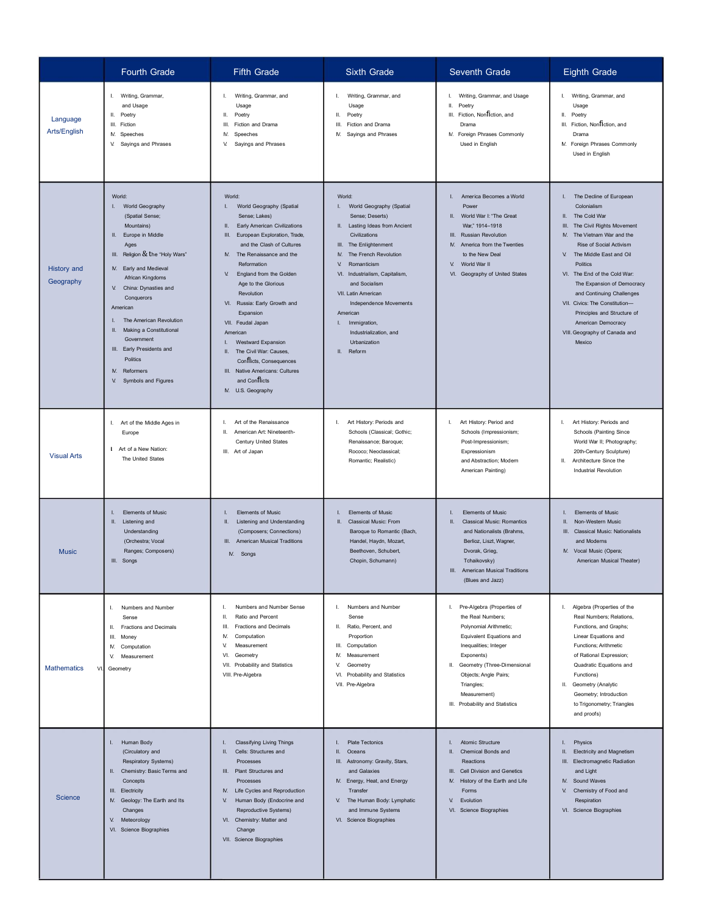| | Fourth Grade | Fifth Grade | Sixth Grade | Seventh Grade | Eighth Grade |
|---|---|---|---|---|---|
| Language Arts/English | I. Writing, Grammar, and Usage<br>II. Poetry<br>III. Fiction<br>IV. Speeches<br>V. Sayings and Phrases | I. Writing, Grammar, and Usage<br>II. Poetry<br>III. Fiction and Drama<br>IV. Speeches<br>V. Sayings and Phrases | I. Writing, Grammar, and Usage<br>II. Poetry<br>III. Fiction and Drama<br>IV. Sayings and Phrases | I. Writing, Grammar, and Usage<br>II. Poetry<br>III. Fiction, Nonfiction, and Drama<br>IV. Foreign Phrases Commonly Used in English | I. Writing, Grammar, and Usage<br>II. Poetry<br>III. Fiction, Nonfiction, and Drama<br>IV. Foreign Phrases Commonly Used in English |
| History and Geography | World:<br>I. World Geography (Spatial Sense; Mountains)<br>II. Europe in Middle Ages<br>III. Religion & the "Holy Wars"<br>IV. Early and Medieval African Kingdoms<br>V. China: Dynasties and Conquerors<br>American<br>I. The American Revolution<br>II. Making a Constitutional Government<br>III. Early Presidents and Politics<br>IV. Reformers<br>V. Symbols and Figures | World:<br>I. World Geography (Spatial Sense; Lakes)<br>II. Early American Civilizations<br>III. European Exploration, Trade, and the Clash of Cultures<br>IV. The Renaissance and the Reformation<br>V. England from the Golden Age to the Glorious Revolution<br>VI. Russia: Early Growth and Expansion<br>VII. Feudal Japan<br>American<br>I. Westward Expansion<br>II. The Civil War: Causes, Conflicts, Consequences<br>III. Native Americans: Cultures and Conflicts<br>IV. U.S. Geography | World:<br>I. World Geography (Spatial Sense; Deserts)<br>II. Lasting Ideas from Ancient Civilizations<br>III. The Enlightenment<br>IV. The French Revolution<br>V. Romanticism<br>VI. Industrialism, Capitalism, and Socialism<br>VII. Latin American Independence Movements<br>American<br>I. Immigration, Industrialization, and Urbanization<br>II. Reform | I. America Becomes a World Power<br>II. World War I: "The Great War," 1914–1918<br>III. Russian Revolution<br>IV. America from the Twenties to the New Deal<br>V. World War II<br>VI. Geography of United States | I. The Decline of European Colonialism<br>II. The Cold War<br>III. The Civil Rights Movement<br>IV. The Vietnam War and the Rise of Social Activism<br>V. The Middle East and Oil Politics<br>VI. The End of the Cold War: The Expansion of Democracy and Continuing Challenges<br>VII. Civics: The Constitution—Principles and Structure of American Democracy<br>VIII. Geography of Canada and Mexico |
| Visual Arts | I. Art of the Middle Ages in Europe<br>I. Art of a New Nation: The United States | I. Art of the Renaissance<br>II. American Art: Nineteenth-Century United States<br>III. Art of Japan | I. Art History: Periods and Schools (Classical; Gothic; Renaissance; Baroque; Rococo; Neoclassical; Romantic; Realistic) | I. Art History: Period and Schools (Impressionism; Post-Impressionism; Expressionism and Abstraction; Modern American Painting) | I. Art History: Periods and Schools (Painting Since World War II; Photography; 20th-Century Sculpture)<br>II. Architecture Since the Industrial Revolution |
| Music | I. Elements of Music<br>II. Listening and Understanding (Orchestra; Vocal Ranges; Composers)<br>III. Songs | I. Elements of Music<br>II. Listening and Understanding (Composers; Connections)<br>III. American Musical Traditions<br>IV. Songs | I. Elements of Music<br>II. Classical Music: From Baroque to Romantic (Bach, Handel, Haydn, Mozart, Beethoven, Schubert, Chopin, Schumann) | I. Elements of Music<br>II. Classical Music: Romantics and Nationalists (Brahms, Berlioz, Liszt, Wagner, Dvorak, Grieg, Tchaikovsky)<br>III. American Musical Traditions (Blues and Jazz) | I. Elements of Music<br>II. Non-Western Music<br>III. Classical Music: Nationalists and Moderns<br>IV. Vocal Music (Opera; American Musical Theater) |
| Mathematics | I. Numbers and Number Sense<br>II. Fractions and Decimals<br>III. Money<br>IV. Computation<br>V. Measurement<br>VI. Geometry | I. Numbers and Number Sense<br>II. Ratio and Percent<br>III. Fractions and Decimals<br>IV. Computation<br>V. Measurement<br>VI. Geometry<br>VII. Probability and Statistics<br>VIII. Pre-Algebra | I. Numbers and Number Sense<br>II. Ratio, Percent, and Proportion<br>III. Computation<br>IV. Measurement<br>V. Geometry<br>VI. Probability and Statistics<br>VII. Pre-Algebra | I. Pre-Algebra (Properties of the Real Numbers; Polynomial Arithmetic; Equivalent Equations and Inequalities; Integer Exponents)<br>II. Geometry (Three-Dimensional Objects; Angle Pairs; Triangles; Measurement)<br>III. Probability and Statistics | I. Algebra (Properties of the Real Numbers; Relations, Functions, and Graphs; Linear Equations and Functions; Arithmetic of Rational Expression; Quadratic Equations and Functions)<br>II. Geometry (Analytic Geometry; Introduction to Trigonometry; Triangles and proofs) |
| Science | I. Human Body (Circulatory and Respiratory Systems)<br>II. Chemistry: Basic Terms and Concepts<br>III. Electricity<br>IV. Geology: The Earth and Its Changes<br>V. Meteorology<br>VI. Science Biographies | I. Classifying Living Things<br>II. Cells: Structures and Processes<br>III. Plant Structures and Processes<br>IV. Life Cycles and Reproduction<br>V. Human Body (Endocrine and Reproductive Systems)<br>VI. Chemistry: Matter and Change<br>VII. Science Biographies | I. Plate Tectonics<br>II. Oceans<br>III. Astronomy: Gravity, Stars, and Galaxies<br>IV. Energy, Heat, and Energy Transfer<br>V. The Human Body: Lymphatic and Immune Systems<br>VI. Science Biographies | I. Atomic Structure<br>II. Chemical Bonds and Reactions<br>III. Cell Division and Genetics<br>IV. History of the Earth and Life Forms<br>V. Evolution<br>VI. Science Biographies | I. Physics<br>II. Electricity and Magnetism<br>III. Electromagnetic Radiation and Light<br>IV. Sound Waves<br>V. Chemistry of Food and Respiration<br>VI. Science Biographies |